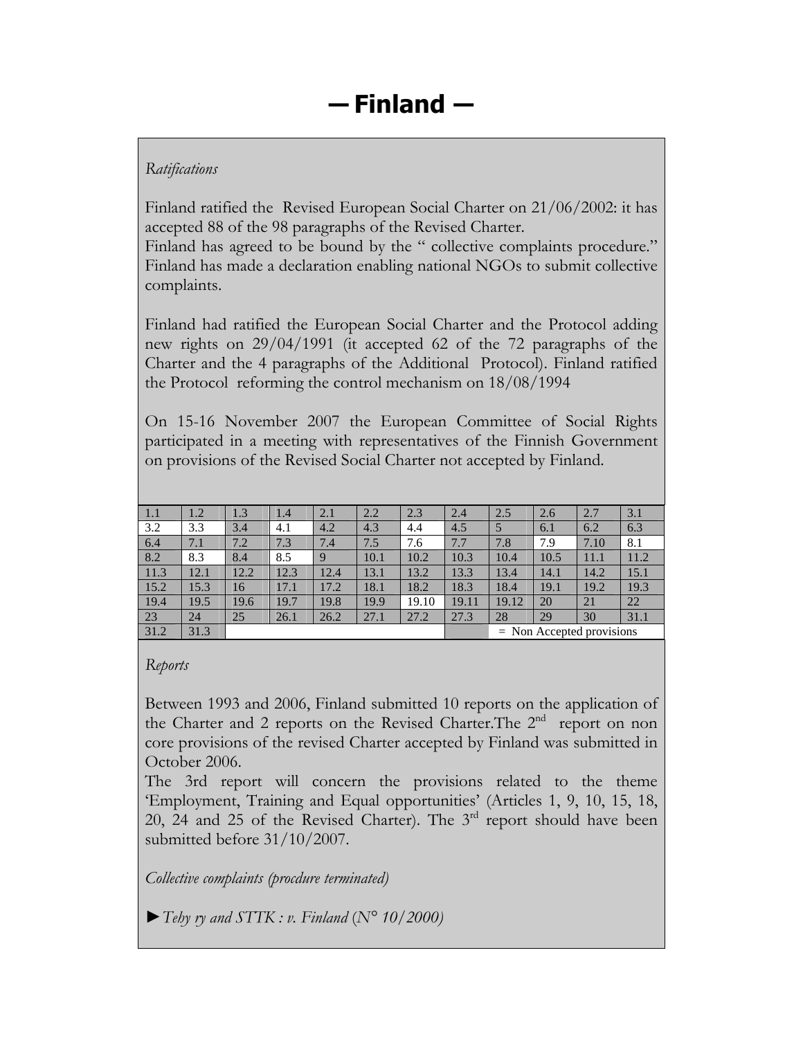# — Finland —

*Ratifications*

Finland ratified the Revised European Social Charter on 21/06/2002: it has accepted 88 of the 98 paragraphs of the Revised Charter.
Finland has agreed to be bound by the " collective complaints procedure." Finland has made a declaration enabling national NGOs to submit collective complaints.

Finland had ratified the European Social Charter and the Protocol adding new rights on 29/04/1991 (it accepted 62 of the 72 paragraphs of the Charter and the 4 paragraphs of the Additional Protocol). Finland ratified the Protocol reforming the control mechanism on 18/08/1994

On 15-16 November 2007 the European Committee of Social Rights participated in a meeting with representatives of the Finnish Government on provisions of the Revised Social Charter not accepted by Finland.

| 1.1 | 1.2 | 1.3 | 1.4 | 2.1 | 2.2 | 2.3 | 2.4 | 2.5 | 2.6 | 2.7 | 3.1 |
|---|---|---|---|---|---|---|---|---|---|---|---|
| 3.2 | 3.3 | 3.4 | 4.1 | 4.2 | 4.3 | 4.4 | 4.5 | 5 | 6.1 | 6.2 | 6.3 |
| 6.4 | 7.1 | 7.2 | 7.3 | 7.4 | 7.5 | 7.6 | 7.7 | 7.8 | 7.9 | 7.10 | 8.1 |
| 8.2 | 8.3 | 8.4 | 8.5 | 9 | 10.1 | 10.2 | 10.3 | 10.4 | 10.5 | 11.1 | 11.2 |
| 11.3 | 12.1 | 12.2 | 12.3 | 12.4 | 13.1 | 13.2 | 13.3 | 13.4 | 14.1 | 14.2 | 15.1 |
| 15.2 | 15.3 | 16 | 17.1 | 17.2 | 18.1 | 18.2 | 18.3 | 18.4 | 19.1 | 19.2 | 19.3 |
| 19.4 | 19.5 | 19.6 | 19.7 | 19.8 | 19.9 | 19.10 | 19.11 | 19.12 | 20 | 21 | 22 |
| 23 | 24 | 25 | 26.1 | 26.2 | 27.1 | 27.2 | 27.3 | 28 | 29 | 30 | 31.1 |
| 31.2 | 31.3 | | | | | | | = Non Accepted provisions | | | |

*Reports*

Between 1993 and 2006, Finland submitted 10 reports on the application of the Charter and 2 reports on the Revised Charter.The 2nd report on non core provisions of the revised Charter accepted by Finland was submitted in October 2006.
The 3rd report will concern the provisions related to the theme 'Employment, Training and Equal opportunities' (Articles 1, 9, 10, 15, 18, 20, 24 and 25 of the Revised Charter). The 3rd report should have been submitted before 31/10/2007.

*Collective complaints (procdure terminated)*

►*Tehy ry and STTK : v. Finland* (*N° 10/2000*)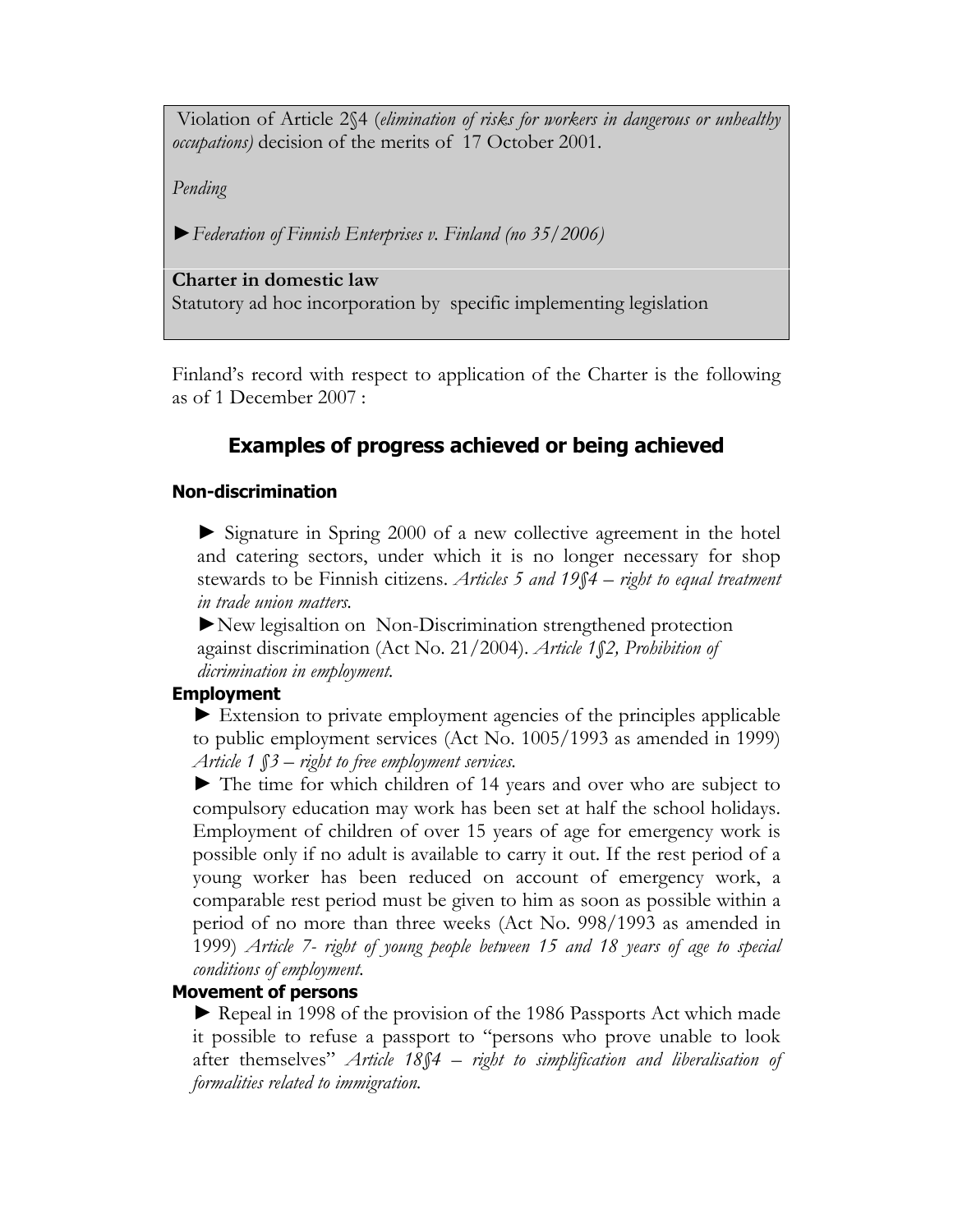Violation of Article 2§4 (*elimination of risks for workers in dangerous or unhealthy occupations)* decision of the merits of 17 October 2001.

*Pending*

►*Federation of Finnish Enterprises v. Finland (no 35/2006)*

**Charter in domestic law**

Statutory ad hoc incorporation by specific implementing legislation

Finland's record with respect to application of the Charter is the following as of 1 December 2007 :

## Examples of progress achieved or being achieved

### Non-discrimination

► Signature in Spring 2000 of a new collective agreement in the hotel and catering sectors, under which it is no longer necessary for shop stewards to be Finnish citizens. *Articles 5 and 19§4 – right to equal treatment in trade union matters.*

►New legisaltion on Non-Discrimination strengthened protection against discrimination (Act No. 21/2004). *Article 1§2, Prohibition of dicrimination in employment.*

### Employment

► Extension to private employment agencies of the principles applicable to public employment services (Act No. 1005/1993 as amended in 1999) *Article 1 §3 – right to free employment services.*

► The time for which children of 14 years and over who are subject to compulsory education may work has been set at half the school holidays. Employment of children of over 15 years of age for emergency work is possible only if no adult is available to carry it out. If the rest period of a young worker has been reduced on account of emergency work, a comparable rest period must be given to him as soon as possible within a period of no more than three weeks (Act No. 998/1993 as amended in 1999) *Article 7- right of young people between 15 and 18 years of age to special conditions of employment.*

### Movement of persons

► Repeal in 1998 of the provision of the 1986 Passports Act which made it possible to refuse a passport to "persons who prove unable to look after themselves" *Article 18§4 – right to simplification and liberalisation of formalities related to immigration.*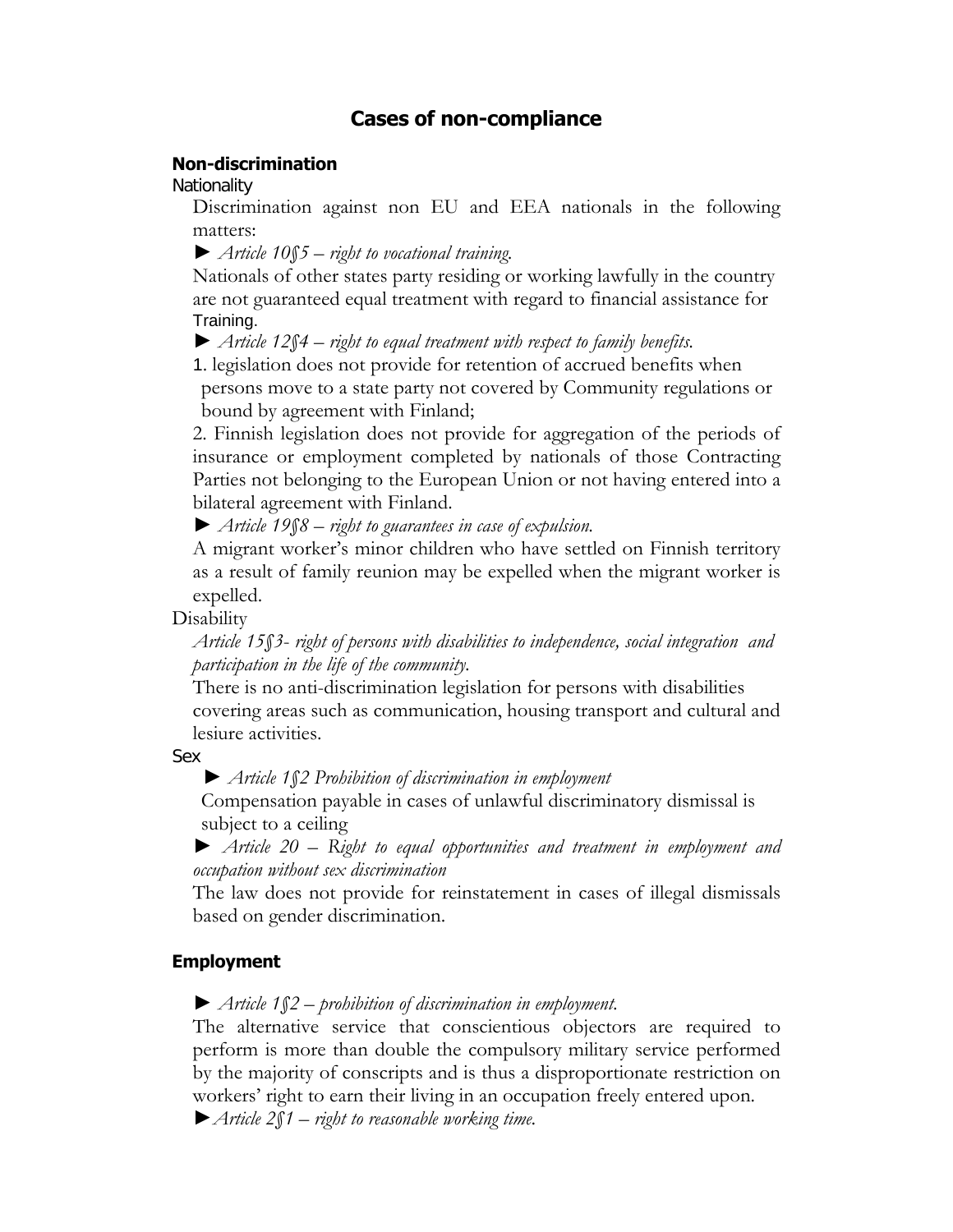# Cases of non-compliance

## Non-discrimination

### Nationality

Discrimination against non EU and EEA nationals in the following matters:

► *Article 10§5 – right to vocational training.*

Nationals of other states party residing or working lawfully in the country are not guaranteed equal treatment with regard to financial assistance for Training.

► *Article 12§4 – right to equal treatment with respect to family benefits.*

1. legislation does not provide for retention of accrued benefits when persons move to a state party not covered by Community regulations or bound by agreement with Finland;
2. Finnish legislation does not provide for aggregation of the periods of insurance or employment completed by nationals of those Contracting Parties not belonging to the European Union or not having entered into a bilateral agreement with Finland.

► *Article 19§8 – right to guarantees in case of expulsion.*

A migrant worker's minor children who have settled on Finnish territory as a result of family reunion may be expelled when the migrant worker is expelled.

### Disability

*Article 15§3- right of persons with disabilities to independence, social integration and participation in the life of the community.*

There is no anti-discrimination legislation for persons with disabilities covering areas such as communication, housing transport and cultural and lesiure activities.

### Sex

► *Article 1§2 Prohibition of discrimination in employment*

Compensation payable in cases of unlawful discriminatory dismissal is subject to a ceiling

► *Article 20 – Right to equal opportunities and treatment in employment and occupation without sex discrimination*

The law does not provide for reinstatement in cases of illegal dismissals based on gender discrimination.

## Employment

► *Article 1§2 – prohibition of discrimination in employment.*

The alternative service that conscientious objectors are required to perform is more than double the compulsory military service performed by the majority of conscripts and is thus a disproportionate restriction on workers' right to earn their living in an occupation freely entered upon.

► *Article 2§1 – right to reasonable working time.*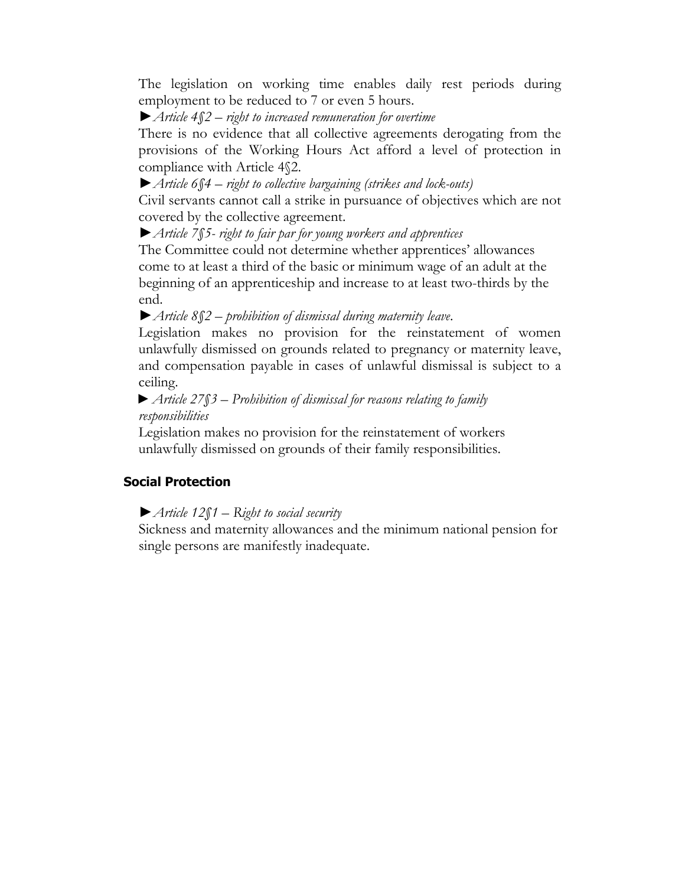The legislation on working time enables daily rest periods during employment to be reduced to 7 or even 5 hours.

►*Article 4§2 – right to increased remuneration for overtime*

There is no evidence that all collective agreements derogating from the provisions of the Working Hours Act afford a level of protection in compliance with Article 4§2.

►*Article 6§4 – right to collective bargaining (strikes and lock-outs)*

Civil servants cannot call a strike in pursuance of objectives which are not covered by the collective agreement.

►*Article 7§5- right to fair par for young workers and apprentices*

The Committee could not determine whether apprentices' allowances come to at least a third of the basic or minimum wage of an adult at the beginning of an apprenticeship and increase to at least two-thirds by the end.

►*Article 8§2 – prohibition of dismissal during maternity leave.*

Legislation makes no provision for the reinstatement of women unlawfully dismissed on grounds related to pregnancy or maternity leave, and compensation payable in cases of unlawful dismissal is subject to a ceiling.

► *Article 27§3 – Prohibition of dismissal for reasons relating to family responsibilities*

Legislation makes no provision for the reinstatement of workers unlawfully dismissed on grounds of their family responsibilities.

## Social Protection

►*Article 12§1 – Right to social security*

Sickness and maternity allowances and the minimum national pension for single persons are manifestly inadequate.